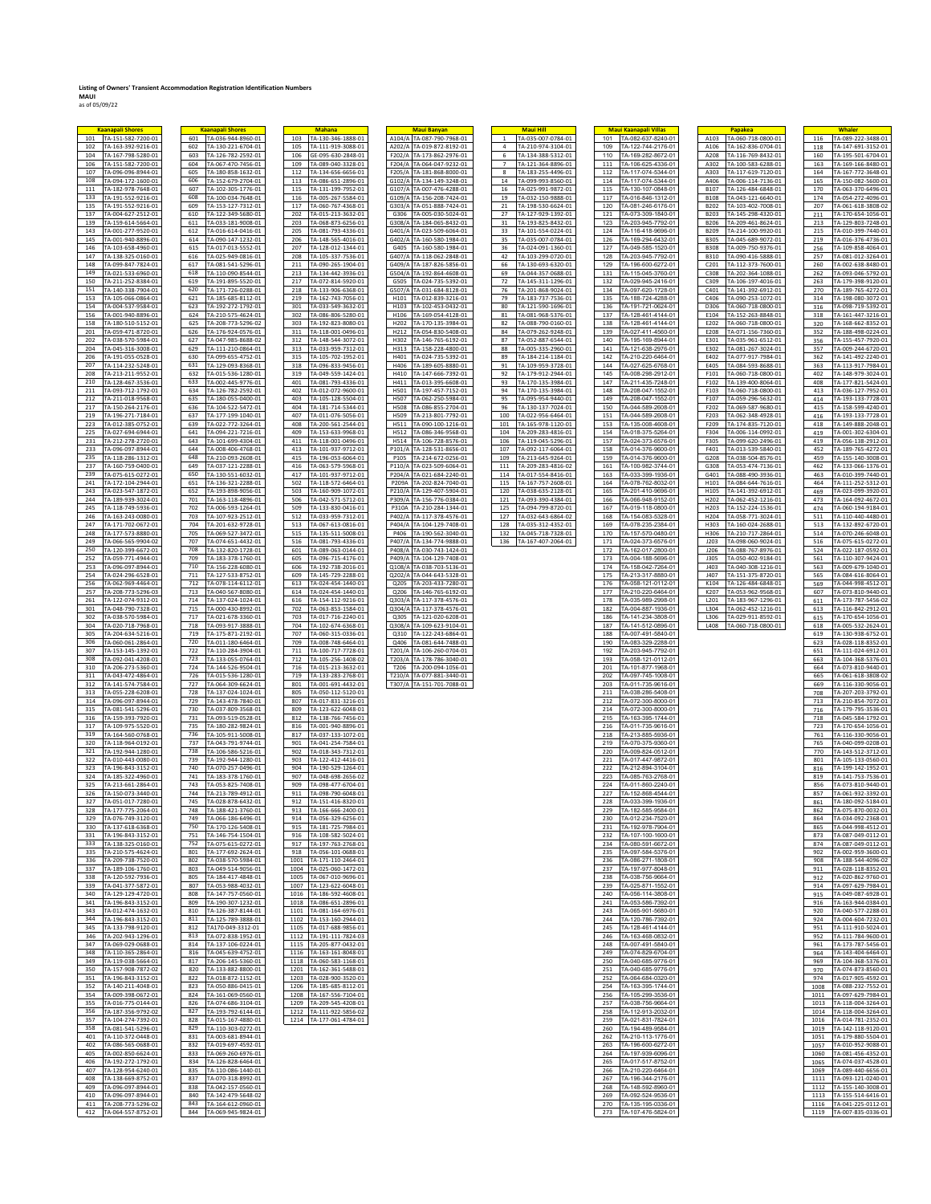**Listing of Owners' Transient Accommodation Registration Identification Numbers**
**MAUI**
as of 05/09/22

## Kaanapali Shores

| Unit | TA Number |
|---|---|
| 101 | TA-151-582-7200-01 |
| 102 | TA-163-392-9216-01 |
| 104 | TA-167-798-5280-01 |
| 106 | TA-151-582-7200-01 |
| 107 | TA-096-096-8944-01 |
| 108 | TA-094-172-1600-01 |
| 111 | TA-182-978-7648-01 |
| 133 | TA-191-552-9216-01 |
| 135 | TA-191-552-9216-01 |
| 137 | TA-004-627-2512-01 |
| 139 | TA-159-614-5664-01 |
| 143 | TA-001-277-9520-01 |
| 145 | TA-001-940-8896-01 |
| 146 | TA-103-658-4960-01 |
| 147 | TA-138-325-0160-01 |
| 148 | TA-099-847-7824-03 |
| 149 | TA-021-533-6960-01 |
| 150 | TA-211-252-8384-01 |
| 151 | TA-140-338-7904-01 |
| 153 | TA-105-066-0864-01 |
| 154 | TA-004-537-9584-01 |
| 156 | TA-001-940-8896-01 |
| 158 | TA-180-510-5152-01 |
| 201 | TA-059-471-8720-01 |
| 202 | TA-038-570-5984-01 |
| 204 | TA-045-316-3008-01 |
| 206 | TA-191-055-0528-01 |
| 207 | TA-114-232-5248-01 |
| 208 | TA-213-211-9552-01 |
| 210 | TA-128-467-3536-01 |
| 211 | TA-093-712-1792-01 |
| 212 | TA-211-018-9568-01 |
| 217 | TA-150-264-2176-01 |
| 219 | TA-196-271-7184-01 |
| 223 | TA-012-385-0752-01 |
| 225 | TA-027-694-6944-01 |
| 231 | TA-212-278-2720-01 |
| 233 | TA-096-097-8944-01 |
| 235 | TA-118-286-1312-01 |
| 237 | TA-160-759-0400-01 |
| 239 | TA-075-615-0272-01 |
| 241 | TA-172-104-2944-01 |
| 243 | TA-023-547-1872-01 |
| 244 | TA-189-939-3024-01 |
| 245 | TA-118-749-5936-01 |
| 246 | TA-163-249-0080-01 |
| 247 | TA-171-702-0672-01 |
| 248 | TA-177-573-8880-01 |
| 249 | TA-066-565-9904-02 |
| 250 | TA-120-399-6672-01 |
| 252 | TA-059-771-4944-01 |
| 253 | TA-096-097-8944-01 |
| 254 | TA-024-296-6528-01 |
| 256 | TA-062-969-4464-01 |
| 257 | TA-208-773-5296-03 |
| 261 | TA-122-074-9312-01 |
| 301 | TA-048-790-7328-01 |
| 302 | TA-038-570-5984-01 |
| 304 | TA-020-718-7968-01 |
| 305 | TA-204-634-5216-01 |
| 306 | TA-060-061-2864-01 |
| 307 | TA-153-145-1392-01 |
| 308 | TA-092-041-4208-01 |
| 310 | TA-206-273-5360-01 |
| 311 | TA-043-472-4864-01 |
| 312 | TA-141-574-7584-01 |
| 313 | TA-055-228-6208-01 |
| 314 | TA-096-097-8944-01 |
| 315 | TA-081-541-5296-01 |
| 316 | TA-159-393-7920-01 |
| 317 | TA-109-975-5520-01 |
| 319 | TA-164-560-0768-01 |
| 320 | TA-118-964-0192-01 |
| 321 | TA-192-944-1280-01 |
| 322 | TA-010-443-0080-01 |
| 323 | TA-196-843-3152-01 |
| 324 | TA-185-322-4960-01 |
| 325 | TA-213-661-2864-01 |
| 326 | TA-150-073-3440-01 |
| 327 | TA-051-017-7280-01 |
| 328 | TA-177-775-2064-01 |
| 329 | TA-076-749-3120-01 |
| 330 | TA-137-618-6368-01 |
| 331 | TA-196-843-3152-01 |
| 333 | TA-138-325-0160-01 |
| 334 | TA-210-575-4624-01 |
| 335 | TA-209-738-7520-01 |
| 337 | TA-189-106-1760-01 |
| 338 | TA-120-592-7936-01 |
| 339 | TA-041-377-5872-01 |
| 340 | TA-129-129-4720-01 |
| 341 | TA-196-843-3152-01 |
| 343 | TA-012-474-1632-01 |
| 344 | TA-196-843-3152-01 |
| 345 | TA-133-798-9120-01 |
| 346 | TA-202-943-1296-01 |
| 347 | TA-069-029-0688-01 |
| 348 | TA-110-365-2864-01 |
| 349 | TA-119-038-5664-01 |
| 350 | TA-157-908-7872-02 |
| 351 | TA-196-843-3152-01 |
| 352 | TA-140-211-4048-01 |
| 354 | TA-009-398-0672-01 |
| 355 | TA-016-775-0144-01 |
| 356 | TA-187-356-9792-01 |
| 357 | TA-104-274-7392-01 |
| 358 | TA-081-541-5296-01 |
| 401 | TA-110-372-0448-01 |
| 402 | TA-086-565-0688-01 |
| 405 | TA-002-850-6624-01 |
| 406 | TA-192-272-1792-01 |
| 407 | TA-128-954-6240-01 |
| 408 | TA-138-689-8752-01 |
| 409 | TA-096-097-8944-01 |
| 410 | TA-096-097-8944-01 |
| 411 | TA-208-773-5296-02 |
| 412 | TA-064-557-8752-01 |

## Kaanapali Shores

| Unit | TA Number |
|---|---|
| 601 | TA-036-944-8960-01 |
| 602 | TA-130-223-6704-01 |
| 603 | TA-126-782-2592-01 |
| 604 | TA-067-470-7456-01 |
| 605 | TA-180-858-1632-01 |
| 606 | TA-152-679-2704-01 |
| 607 | TA-102-305-1776-01 |
| 608 | TA-100-034-7648-01 |
| 609 | TA-153-127-7312-01 |
| 610 | TA-122-349-5680-01 |
| 611 | TA-033-181-9008-01 |
| 612 | TA-016-614-0416-01 |
| 614 | TA-090-147-1232-01 |
| 615 | TA-017-013-5552-01 |
| 616 | TA-025-949-0816-01 |
| 617 | TA-081-541-5296-01 |
| 618 | TA-110-090-8544-01 |
| 619 | TA-191-895-5520-01 |
| 620 | TA-171-726-0288-01 |
| 621 | TA-185-685-8112-01 |
| 623 | TA-192-272-1792-01 |
| 624 | TA-210-575-4624-01 |
| 625 | TA-208-773-5296-02 |
| 626 | TA-176-924-0576-01 |
| 627 | TA-047-985-8688-02 |
| 629 | TA-111-210-0864-01 |
| 630 | TA-099-655-4752-01 |
| 631 | TA-129-093-8368-01 |
| 632 | TA-015-536-1280-01 |
| 633 | TA-002-445-9776-01 |
| 634 | TA-126-782-2592-01 |
| 635 | TA-180-055-0400-01 |
| 636 | TA-104-522-5472-01 |
| 637 | TA-177-199-1040-01 |
| 639 | TA-022-772-3264-01 |
| 641 | TA-094-221-7216-01 |
| 643 | TA-101-699-4304-01 |
| 644 | TA-008-406-4768-01 |
| 648 | TA-210-093-2608-01 |
| 649 | TA-037-121-2288-01 |
| 650 | TA-130-551-6032-01 |
| 651 | TA-136-321-2288-01 |
| 652 | TA-193-898-9056-01 |
| 701 | TA-163-118-4896-01 |
| 702 | TA-006-593-1264-01 |
| 703 | TA-107-923-2512-01 |
| 704 | TA-201-632-9728-01 |
| 705 | TA-069-527-3472-01 |
| 707 | TA-074-651-4432-01 |
| 708 | TA-132-820-1728-01 |
| 709 | TA-183-378-1760-01 |
| 710 | TA-156-228-6080-01 |
| 711 | TA-127-533-8752-01 |
| 712 | TA-078-114-6112-01 |
| 713 | TA-040-567-8080-01 |
| 714 | TA-137-024-1024-01 |
| 715 | TA-000-430-8992-01 |
| 717 | TA-021-678-3360-01 |
| 718 | TA-093-917-3888-01 |
| 719 | TA-175-871-2192-01 |
| 720 | TA-011-180-6464-01 |
| 722 | TA-110-284-3904-01 |
| 723 | TA-133-055-0764-01 |
| 724 | TA-144-526-9504-01 |
| 726 | TA-015-536-1280-01 |
| 727 | TA-064-309-6624-01 |
| 728 | TA-137-024-1024-01 |
| 729 | TA-143-478-7840-01 |
| 730 | TA-037-809-3568-01 |
| 731 | TA-093-519-0528-01 |
| 735 | TA-180-282-9824-01 |
| 736 | TA-105-911-5008-01 |
| 737 | TA-043-791-9744-01 |
| 738 | TA-106-586-5216-01 |
| 739 | TA-192-944-1280-01 |
| 740 | TA-070-257-0496-01 |
| 741 | TA-183-378-1760-01 |
| 743 | TA-053-825-7408-01 |
| 744 | TA-213-789-4912-01 |
| 745 | TA-028-878-6432-01 |
| 748 | TA-188-421-3760-01 |
| 749 | TA-066-186-6496-01 |
| 750 | TA-170-126-5408-01 |
| 751 | TA-146-754-1504-01 |
| 752 | TA-075-615-0272-01 |
| 801 | TA-177-692-2624-01 |
| 802 | TA-038-570-5984-01 |
| 803 | TA-049-514-9056-01 |
| 805 | TA-184-417-4848-01 |
| 807 | TA-053-988-4032-01 |
| 808 | TA-147-757-0560-01 |
| 809 | TA-190-307-1232-01 |
| 810 | TA-126-387-8144-01 |
| 811 | TA-125-789-3888-01 |
| 812 | TA170-049-3312-01 |
| 813 | TA-072-838-1952-01 |
| 814 | TA-137-106-0224-01 |
| 816 | TA-045-639-4752-01 |
| 817 | TA-206-145-5360-01 |
| 820 | TA-133-882-8800-01 |
| 822 | TA-018-872-1152-01 |
| 823 | TA-050-886-0415-01 |
| 824 | TA-161-069-0560-01 |
| 826 | TA-074-686-3104-01 |
| 827 | TA-193-792-6144-01 |
| 828 | TA-015-167-4880-01 |
| 829 | TA-110-303-0272-01 |
| 831 | TA-003-681-8944-01 |
| 832 | TA-019-697-4592-01 |
| 833 | TA-069-260-6976-01 |
| 834 | TA-126-828-6464-01 |
| 835 | TA-110-086-1440-01 |
| 837 | TA-070-318-8992-01 |
| 838 | TA-042-157-0560-01 |
| 840 | TA-142-479-5648-02 |
| 843 | TA-164-612-0960-01 |
| 844 | TA-069-945-9824-01 |

## Mahana

| Unit | TA Number |
|---|---|
| 103 | TA-130-346-1888-01 |
| 105 | TA-111-919-3088-01 |
| 106 | GE-095-630-2848-01 |
| 109 | TA-089-040-3328-01 |
| 112 | TA-134-656-6656-01 |
| 113 | TA-086-651-2896-01 |
| 115 | TA-131-199-7952-01 |
| 116 | TA-005-267-5584-01 |
| 117 | TA-060-767-4368-01 |
| 202 | TA-015-213-3632-01 |
| 203 | TA-068-873-6256-01 |
| 205 | TA-081-793-4336-01 |
| 206 | TA-148-565-4016-01 |
| 207 | TA-128-012-1344-01 |
| 208 | TA-105-337-7536-01 |
| 211 | TA-090-265-1904-01 |
| 213 | TA-134-442-3936-01 |
| 217 | TA-072-814-5920-01 |
| 218 | TA-133-906-6368-01 |
| 219 | TA-096-833-9456-01 |
| 301 | TA-033-549-3632-01 |
| 302 | TA-086-806-5280-01 |
| 303 | TA-192-823-8080-01 |
| 311 | TA-118-001-0496-01 |
| 312 | TA-148-544-3072-01 |
| 313 | TA-033-959-7312-01 |
| 315 | TA-105-702-1952-01 |
| 318 | TA-096-833-9456-01 |
| 319 | TA-049-559-1424-01 |
| 401 | TA-081-793-4336-01 |
| 402 | TA-012-072-9600-01 |
| 403 | TA-105-128-5504-01 |
| 404 | TA-181-714-5344-01 |
| 407 | TA-011-076-5056-01 |
| 408 | TA-200-561-2544-01 |
| 409 | TA-153-633-9968-01 |
| 411 | TA-118-001-0496-01 |
| 413 | TA-101-937-9712-01 |
| 415 | TA-196-053-6064-01 |
| 416 | TA-063-579-5968-01 |
| 417 | TA-101-937-9712-01 |
| 502 | TA-118-572-6464-01 |
| 503 | TA-160-909-1072-01 |
| 506 | TA-042-571-5712-01 |
| 509 | TA-133-830-0416-01 |
| 512 | TA-033-959-7312-01 |
| 513 | TA-067-613-0816-01 |
| 515 | TA-135-511-5008-01 |
| 516 | TA-081-793-4336-01 |
| 601 | TA-089-063-0144-01 |
| 605 | TA-096-715-4176-01 |
| 606 | TA-192-738-2016-01 |
| 609 | TA-145-729-2288-01 |
| 613 | TA-024-454-1440-01 |
| 614 | TA-024-454-1440-01 |
| 616 | TA-154-112-9216-01 |
| 702 | TA-063-853-1584-01 |
| 703 | TA-017-716-2240-01 |
| 704 | TA-102-674-6368-01 |
| 707 | TA-060-315-0336-01 |
| 709 | TA-008-748-6464-01 |
| 711 | TA-100-717-7728-01 |
| 712 | TA-105-256-1408-02 |
| 716 | TA-015-213-3632-01 |
| 719 | TA-133-283-2768-01 |
| 801 | TA-001-691-4432-01 |
| 805 | TA-050-112-5120-01 |
| 807 | TA-017-831-3216-01 |
| 809 | TA-123-622-6048-01 |
| 812 | TA-138-766-7456-01 |
| 816 | TA-001-940-8896-01 |
| 817 | TA-037-133-1072-01 |
| 901 | TA-041-254-7584-01 |
| 902 | TA-018-343-7312-01 |
| 903 | TA-122-412-4416-01 |
| 904 | TA-190-529-1264-01 |
| 907 | TA-048-698-2656-02 |
| 909 | TA-098-477-6704-01 |
| 911 | TA-098-790-6048-01 |
| 912 | TA-151-416-8320-01 |
| 913 | TA-166-666-2400-01 |
| 914 | TA-056-329-6256-01 |
| 915 | TA-181-725-7984-01 |
| 916 | TA-108-582-5024-01 |
| 917 | TA-197-763-2768-01 |
| 918 | TA-056-101-0688-01 |
| 1001 | TA-171-110-2464-01 |
| 1004 | TA-025-060-1472-01 |
| 1005 | TA-067-010-9696-01 |
| 1007 | TA-123-622-6048-01 |
| 1016 | TA-186-592-4608-01 |
| 1018 | TA-086-651-2896-01 |
| 1101 | TA-081-164-6976-01 |
| 1102 | TA-153-160-2944-01 |
| 1105 | TA-017-688-9856-01 |
| 1112 | TA-191-111-7824-03 |
| 1115 | TA-205-877-0432-01 |
| 1116 | TA-163-161-8048-01 |
| 1118 | TA-060-583-1168-01 |
| 1201 | TA-162-361-5488-01 |
| 1203 | TA-028-900-3520-01 |
| 1206 | TA-185-685-8112-01 |
| 1208 | TA-167-556-7104-01 |
| 1209 | TA-209-545-4208-01 |
| 1212 | TA-111-922-5856-02 |
| 1214 | TA-177-061-4784-01 |

## Maui Banyan

| Unit | TA Number |
|---|---|
| A104/A | TA-087-790-7968-01 |
| A202/A | TA-019-872-8192-01 |
| F202/A | TA-173-862-2976-01 |
| F204/A | TA-064-047-9232-01 |
| F205/A | TA-181-868-8000-01 |
| G102/A | TA-134-149-3248-01 |
| G107/A | TA-007-476-4288-01 |
| G109/A | TA-156-208-7424-01 |
| G303/A | TA-051-888-7424-01 |
| G306 | TA-005-030-5024-01 |
| G308/A | TA-184-065-8432-01 |
| G401/A | TA-023-509-6064-01 |
| G402/A | TA-160-580-1984-01 |
| G405 | TA-160-580-1984-01 |
| G407/A | TA-118-062-2848-01 |
| G409/A | TA-187-826-5856-01 |
| G504/A | TA-192-864-4608-01 |
| G505 | TA-024-735-5392-01 |
| G507/A | TA-031-684-8128-01 |
| H101 | TA-012-839-3216-01 |
| H103 | TA-102-453-0432-01 |
| H106 | TA-169-054-4128-01 |
| H202 | TA-170-135-3984-01 |
| H212 | TA-054-830-5408-01 |
| H302 | TA-146-765-6192-01 |
| H313 | TA-158-228-4800-01 |
| H401 | TA-024-735-5392-01 |
| H406 | TA-189-605-8880-01 |
| H410 | TA-147-666-7392-01 |
| H411 | TA-013-395-6608-01 |
| H501 | TA-197-457-7152-01 |
| H507 | TA-062-250-5984-01 |
| H508 | TA-086-855-2704-01 |
| H509 | TA-213-801-7792-01 |
| H511 | TA-090-100-1216-01 |
| H512 | TA-086-346-9568-01 |
| H514 | TA-106-728-8576-01 |
| P101/A | TA-128-531-8656-01 |
| P105 | TA-214-672-0256-01 |
| P110/A | TA-023-509-6064-01 |
| P204/A | TA-021-684-2240-01 |
| P209A | TA-202-824-7040-01 |
| P210/A | TA-129-407-5904-01 |
| P309/A | TA-156-776-0384-01 |
| P310A | TA-210-284-1344-01 |
| P402/A | TA-117-378-4576-01 |
| P404/A | TA-104-129-7408-01 |
| P406 | TA-190-562-3040-01 |
| P407/A | TA-134-774-9888-01 |
| P408/A | TA-030-743-1424-01 |
| P409/A | TA-104-129-7408-01 |
| Q108/A | TA-038-703-5136-01 |
| Q202/A | TA-044-643-5328-01 |
| Q205 | TA-203-433-7280-01 |
| Q206 | TA-146-765-6192-01 |
| Q303/A | TA-117-378-4576-01 |
| Q304/A | TA-117-378-4576-01 |
| Q305 | TA-121-020-6208-01 |
| Q308/A | TA-109-623-9104-01 |
| Q310 | TA-122-243-6864-01 |
| Q406 | TA-081-644-7488-01 |
| T201/A | TA-106-260-0704-01 |
| T203/A | TA-178-786-3040-01 |
| T206 | TA-200-094-1056-01 |
| T210/A | TA-077-881-3440-01 |
| T307/A | TA-151-701-7088-01 |

## Maui Hill

| Unit | TA Number |
|---|---|
| 1 | TA-035-007-0784-01 |
| 4 | TA-210-974-3104-01 |
| 6 | TA-134-388-5312-01 |
| 7 | TA-121-364-8896-01 |
| 8 | TA-183-255-4496-01 |
| 14 | TA-099-993-8560-01 |
| 16 | TA-025-991-9872-01 |
| 19 | TA-032-150-9888-01 |
| 21 | TA-198-530-6624-01 |
| 27 | TA-127-929-1392-01 |
| 31 | TA-193-825-8432-01 |
| 33 | TA-101-554-0224-01 |
| 35 | TA-035-007-0784-01 |
| 36 | TA-024-091-1360-01 |
| 42 | TA-103-299-0720-01 |
| 66 | TA-130-693-6320-01 |
| 69 | TA-044-357-0688-01 |
| 72 | TA-145-311-1296-01 |
| 76 | TA-201-868-9024-01 |
| 79 | TA-183-737-7536-01 |
| 80 | TA-121-590-1696-01 |
| 81 | TA-081-968-5376-01 |
| 82 | TA-088-790-0160-01 |
| 84 | TA-079-262-9248-01 |
| 87 | TA-052-887-6544-01 |
| 88 | TA-005-335-2960-01 |
| 89 | TA-184-214-1184-01 |
| 91 | TA-109-959-3728-01 |
| 92 | TA-179-912-2944-01 |
| 93 | TA-170-135-3984-01 |
| 94 | TA-170-135-3984-01 |
| 95 | TA-095-954-9440-01 |
| 96 | TA-130-137-7024-01 |
| 100 | TA-022-956-6464-01 |
| 101 | TA-165-978-1120-01 |
| 104 | TA-209-283-4816-01 |
| 106 | TA-119-045-5296-01 |
| 107 | TA-092-117-6064-01 |
| 109 | TA-213-645-9264-01 |
| 111 | TA-209-283-4816-01 |
| 114 | TA-017-554-8416-01 |
| 115 | TA-167-757-2608-01 |
| 120 | TA-038-635-2128-01 |
| 121 | TA-093-390-4384-01 |
| 125 | TA-094-799-8720-01 |
| 127 | TA-032-643-6864-02 |
| 128 | TA-035-312-4352-01 |
| 132 | TA-045-718-7328-01 |
| 136 | TA-167-407-2064-01 |

## Maui Kaanapali Villas

| Unit | TA Number |
|---|---|
| 101 | TA-082-637-8240-01 |
| 109 | TA-122-744-2176-01 |
| 110 | TA-199-282-8672-01 |
| 111 | TA-106-625-4336-01 |
| 112 | TA-117-074-5344-01 |
| 114 | TA-117-074-5344-01 |
| 115 | TA-130-107-0848-01 |
| 117 | TA-016-846-1312-01 |
| 120 | TA-081-246-6176-01 |
| 121 | TA-073-309-1840-01 |
| 123 | TA-203-945-7792-01 |
| 124 | TA-116-418-9696-01 |
| 126 | TA-169-294-6432-01 |
| 127 | TA-049-585-1520-01 |
| 128 | TA-203-945-7792-01 |
| 129 | TA-196-600-6272-01 |
| 131 | TA-115-045-3760-01 |
| 132 | TA-029-945-2416-01 |
| 134 | TA-097-620-1728-01 |
| 135 | TA-188-724-4288-01 |
| 136 | TA-191-721-0624-01 |
| 137 | TA-128-461-4144-01 |
| 138 | TA-128-461-4144-01 |
| 139 | TA-027-411-4560-01 |
| 140 | TA-195-169-8944-01 |
| 141 | TA-121-638-2976-01 |
| 142 | TA-210-220-6464-01 |
| 144 | TA-027-625-6768-01 |
| 145 | TA-008-298-2912-01 |
| 147 | TA-211-435-7248-01 |
| 148 | TA-208-047-1552-01 |
| 149 | TA-208-047-1552-01 |
| 150 | TA-044-589-2608-01 |
| 151 | TA-044-589-2608-01 |
| 153 | TA-135-008-4608-01 |
| 154 | TA-018-375-5264-01 |
| 157 | TA-024-373-6576-01 |
| 158 | TA-014-376-9600-01 |
| 159 | TA-014-376-9600-01 |
| 161 | TA-100-982-3744-01 |
| 163 | TA-023-399-1936-01 |
| 164 | TA-078-762-8032-01 |
| 165 | TA-201-410-9696-01 |
| 166 | TA-066-948-9152-01 |
| 167 | TA-019-118-0800-01 |
| 168 | TA-154-083-6528-01 |
| 169 | TA-078-235-2384-01 |
| 170 | TA-157-570-0480-01 |
| 171 | TA-024-373-6576-01 |
| 172 | TA-162-077-2800-01 |
| 173 | TA-004-188-5696-01 |
| 174 | TA-158-042-7264-01 |
| 175 | TA-213-317-8880-01 |
| 176 | TA-058-127-0112-01 |
| 177 | TA-210-220-6464-01 |
| 178 | TA-035-989-2998-01 |
| 182 | TA-004-887-1936-01 |
| 186 | TA-141-234-3808-01 |
| 187 | TA-141-512-0896-01 |
| 188 | TA-007-491-5840-01 |
| 190 | TA-083-329-2288-01 |
| 192 | TA-203-945-7792-01 |
| 193 | TA-058-121-0112-01 |
| 201 | TA-101-877-1968-01 |
| 202 | TA-097-745-1008-01 |
| 203 | TA-011-735-9616-01 |
| 211 | TA-038-286-5408-01 |
| 212 | TA-072-300-8000-01 |
| 214 | TA-072-300-8000-01 |
| 215 | TA-163-395-1744-01 |
| 216 | TA-011-735-9616-01 |
| 218 | TA-213-885-5936-01 |
| 219 | TA-070-375-9360-01 |
| 220 | TA-009-624-0512-01 |
| 221 | TA-017-447-9872-01 |
| 222 | TA-212-894-3104-01 |
| 223 | TA-085-763-2768-01 |
| 224 | TA-011-860-2240-01 |
| 227 | TA-152-868-4544-01 |
| 228 | TA-033-399-1936-01 |
| 229 | TA-182-585-9584-01 |
| 230 | TA-012-234-7520-01 |
| 231 | TA-192-978-7904-01 |
| 232 | TA-107-100-1600-01 |
| 234 | TA-080-591-6672-01 |
| 235 | TA-097-594-5376-01 |
| 236 | TA-086-271-1808-01 |
| 237 | TA-197-977-8048-01 |
| 238 | TA-038-756-9664-01 |
| 239 | TA-025-871-1552-01 |
| 240 | TA-056-114-3808-01 |
| 241 | TA-053-586-7392-01 |
| 243 | TA-065-901-5680-01 |
| 244 | TA-120-769-7392-01 |
| 245 | TA-128-461-4144-01 |
| 246 | TA-163-468-0832-01 |
| 248 | TA-007-491-5840-01 |
| 249 | TA-074-829-6704-01 |
| 250 | TA-040-685-9776-01 |
| 251 | TA-040-685-9776-01 |
| 252 | TA-064-684-0320-01 |
| 254 | TA-163-395-1744-01 |
| 256 | TA-105-299-3536-01 |
| 257 | TA-038-756-9664-01 |
| 258 | TA-112-913-2032-01 |
| 259 | TA-021-831-7824-01 |
| 260 | TA-194-489-9584-01 |
| 262 | TA-210-113-1776-01 |
| 263 | TA-196-600-6272-01 |
| 264 | TA-197-939-6096-01 |
| 265 | TA-017-517-8752-01 |
| 266 | TA-210-220-6464-01 |
| 267 | TA-196-344-2176-01 |
| 268 | TA-148-592-8960-01 |
| 269 | TA-092-524-9536-01 |
| 270 | TA-135-195-0336-01 |
| 273 | TA-107-476-5824-01 |

## Papakea

| Unit | TA Number |
|---|---|
| A103 | TA-060-718-0800-01 |
| A106 | TA-162-836-0704-01 |
| A208 | TA-116-769-8432-01 |
| A302 | TA-100-583-6288-01 |
| A303 | TA-117-619-7120-01 |
| A406 | TA-006-114-7136-01 |
| B107 | TA-126-484-6848-01 |
| B108 | TA-043-121-6640-01 |
| B202 | TA-103-402-7008-01 |
| B203 | TA-145-298-4320-01 |
| B206 | TA-209-461-8624-01 |
| B209 | TA-214-300-9920-01 |
| B305 | TA-045-689-9072-01 |
| B308 | TA-009-750-9376-01 |
| B310 | TA-090-416-5888-01 |
| C201 | TA-112-373-7600-01 |
| C308 | TA-202-364-1088-01 |
| C309 | TA-106-197-4016-01 |
| C401 | TA-141-392-6912-01 |
| C406 | TA-090-253-1072-01 |
| D306 | TA-060-718-0800-01 |
| E104 | TA-152-263-8848-01 |
| E202 | TA-060-718-0800-01 |
| E208 | TA-071-156-7360-01 |
| E301 | TA-035-961-6512-01 |
| E302 | TA-081-267-3024-01 |
| E402 | TA-077-917-7984-01 |
| E405 | TA-084-593-8688-01 |
| F101 | TA-060-718-0800-01 |
| F102 | TA-139-400-8064-01 |
| F103 | TA-060-718-0800-01 |
| F107 | TA-059-296-5632-01 |
| F202 | TA-069-587-9680-01 |
| F203 | TA-062-348-4928-01 |
| F209 | TA-174-835-7120-01 |
| F304 | TA-006-114-0992-01 |
| F305 | TA-099-620-2496-01 |
| F401 | TA-013-539-5840-01 |
| G208 | TA-038-504-8576-01 |
| G308 | TA-053-474-7136-01 |
| G401 | TA-088-490-3936-01 |
| H101 | TA-084-644-7616-01 |
| H105 | TA-141-392-6912-01 |
| H202 | TA-062-452-1216-01 |
| H203 | TA-152-224-1536-01 |
| H204 | TA-058-771-3024-01 |
| H303 | TA-160-024-2688-01 |
| H306 | TA-210-717-2864-01 |
| J203 | TA-098-060-9024-01 |
| J206 | TA-088-767-8976-01 |
| J305 | TA-050-402-9184-01 |
| J403 | TA-040-308-1216-01 |
| J407 | TA-151-375-8720-01 |
| K104 | TA-126-484-6848-01 |
| K207 | TA-053-962-9568-01 |
| L201 | TA-183-967-1296-01 |
| L304 | TA-062-452-1216-01 |
| L306 | TA-029-911-8592-01 |
| L408 | TA-060-718-0800-01 |

## Whaler

| Unit | TA Number |
|---|---|
| 116 | TA-089-222-3488-01 |
| 118 | TA-147-691-3152-01 |
| 160 | TA-195-501-6704-01 |
| 163 | TA-169-166-8480-01 |
| 164 | TA-167-772-3648-01 |
| 165 | TA-150-082-5600-01 |
| 170 | TA-063-370-6496-01 |
| 174 | TA-054-272-4096-01 |
| 207 | TA-061-618-3808-02 |
| 211 | TA-170-654-1056-01 |
| 213 | TA-129-803-7248-01 |
| 215 | TA-010-399-7440-01 |
| 219 | TA-016-376-4736-01 |
| 256 | TA-109-858-4064-01 |
| 257 | TA-081-012-3264-01 |
| 260 | TA-002-638-8480-01 |
| 262 | TA-093-046-5792-01 |
| 263 | TA-179-398-9120-01 |
| 270 | TA-189-765-4272-01 |
| 314 | TA-198-080-3072-01 |
| 316 | TA-098-719-5392-01 |
| 318 | TA-161-447-3216-01 |
| 320 | TA-168-662-8352-01 |
| 352 | TA-188-498-0224-01 |
| 356 | TA-155-457-7920-01 |
| 357 | TA-009-244-6720-01 |
| 362 | TA-141-492-2240-01 |
| 363 | TA-113-917-7984-01 |
| 402 | TA-148-979-3024-01 |
| 408 | TA-177-821-5424-01 |
| 413 | TA-036-127-7952-01 |
| 414 | TA-193-133-7728-01 |
| 415 | TA-158-599-4240-01 |
| 416 | TA-193-133-7728-01 |
| 418 | TA-149-888-2048-01 |
| 419 | TA-001-302-6304-01 |
| 419 | TA-056-138-2912-01 |
| 452 | TA-189-765-4272-01 |
| 459 | TA-155-140-3008-01 |
| 462 | TA-133-066-1376-01 |
| 463 | TA-010-399-7440-01 |
| 464 | TA-193-133-7728-01 |
| 469 | TA-023-099-3920-01 |
| 473 | TA-164-092-4672-01 |
| 474 | TA-060-194-9184-01 |
| 511 | TA-110-440-4480-01 |
| 513 | TA-132-892-6720-01 |
| 514 | TA-070-246-6048-01 |
| 516 | TA-075-615-0272-01 |
| 524 | TA-122-187-0592-01 |
| 561 | TA-110-307-9424-01 |
| 563 | TA-009-679-1040-01 |
| 565 | TA-084-616-8064-01 |
| 569 | TA-044-998-4512-01 |
| 607 | TA-073-810-9440-01 |
| 611 | TA-173-787-5456-02 |
| 613 | TA-116-842-2912-01 |
| 615 | TA-010-952-9088-01 |
| 617 | TA-005-532-2624-01 |
| 619 | TA-130-938-6752-01 |
| 623 | TA-028-118-8352-01 |
| 651 | TA-111-024-6912-01 |
| 663 | TA-104-368-5376-01 |
| 664 | TA-073-810-9440-01 |
| 665 | TA-061-618-3808-02 |
| 669 | TA-116-330-9056-01 |
| 708 | TA-207-203-3792-01 |
| 713 | TA-210-854-7072-01 |
| 716 | TA-179-795-3536-01 |
| 718 | TA-045-584-1792-01 |
| 723 | TA-170-654-1056-01 |
| 761 | TA-116-330-9056-01 |
| 765 | TA-040-099-0208-01 |
| 770 | TA-143-512-3712-01 |
| 801 | TA-105-133-0560-01 |
| 816 | TA-199-142-1952-01 |
| 819 | TA-141-753-7536-01 |
| 856 | TA-073-810-9440-01 |
| 857 | TA-061-932-3392-01 |
| 861 | TA-180-092-5184-01 |
| 862 | TA-075-870-0032-01 |
| 864 | TA-034-092-2368-01 |
| 865 | TA-044-998-4512-01 |
| 873 | TA-087-049-0112-01 |
| 874 | TA-087-049-0112-01 |
| 902 | TA-002-959-3600-01 |
| 908 | TA-188-544-4096-02 |
| 911 | TA-028-118-8352-01 |
| 912 | TA-020-862-9760-01 |
| 914 | TA-097-629-7984-01 |
| 915 | TA-049-087-6928-01 |
| 916 | TA-163-944-0384-01 |
| 920 | TA-040-577-2288-01 |
| 924 | TA-004-604-7232-01 |
| 951 | TA-111-910-5024-01 |
| 952 | TA-111-784-9600-01 |
| 961 | TA-173-787-5456-01 |
| 964 | TA-143-404-6464-01 |
| 969 | TA-104-368-5376-01 |
| 970 | TA-074-873-8560-01 |
| 974 | TA-017-905-4592-01 |
| 1008 | TA-088-232-7552-01 |
| 1011 | TA-097-629-7984-01 |
| 1013 | TA-118-004-3264-01 |
| 1016 | TA-014-781-2352-01 |
| 1019 | TA-142-118-9120-01 |
| 1051 | TA-179-880-5504-01 |
| 1057 | TA-010-952-9088-01 |
| 1060 | TA-081-456-4352-01 |
| 1065 | TA-074-037-4528-01 |
| 1069 | TA-089-440-6656-01 |
| 1111 | TA-093-121-0240-01 |
| 1112 | TA-155-140-3008-01 |
| 1113 | TA-155-514-6416-01 |
| 1116 | TA-041-225-0112-01 |
| 1119 | TA-007-835-0336-01 |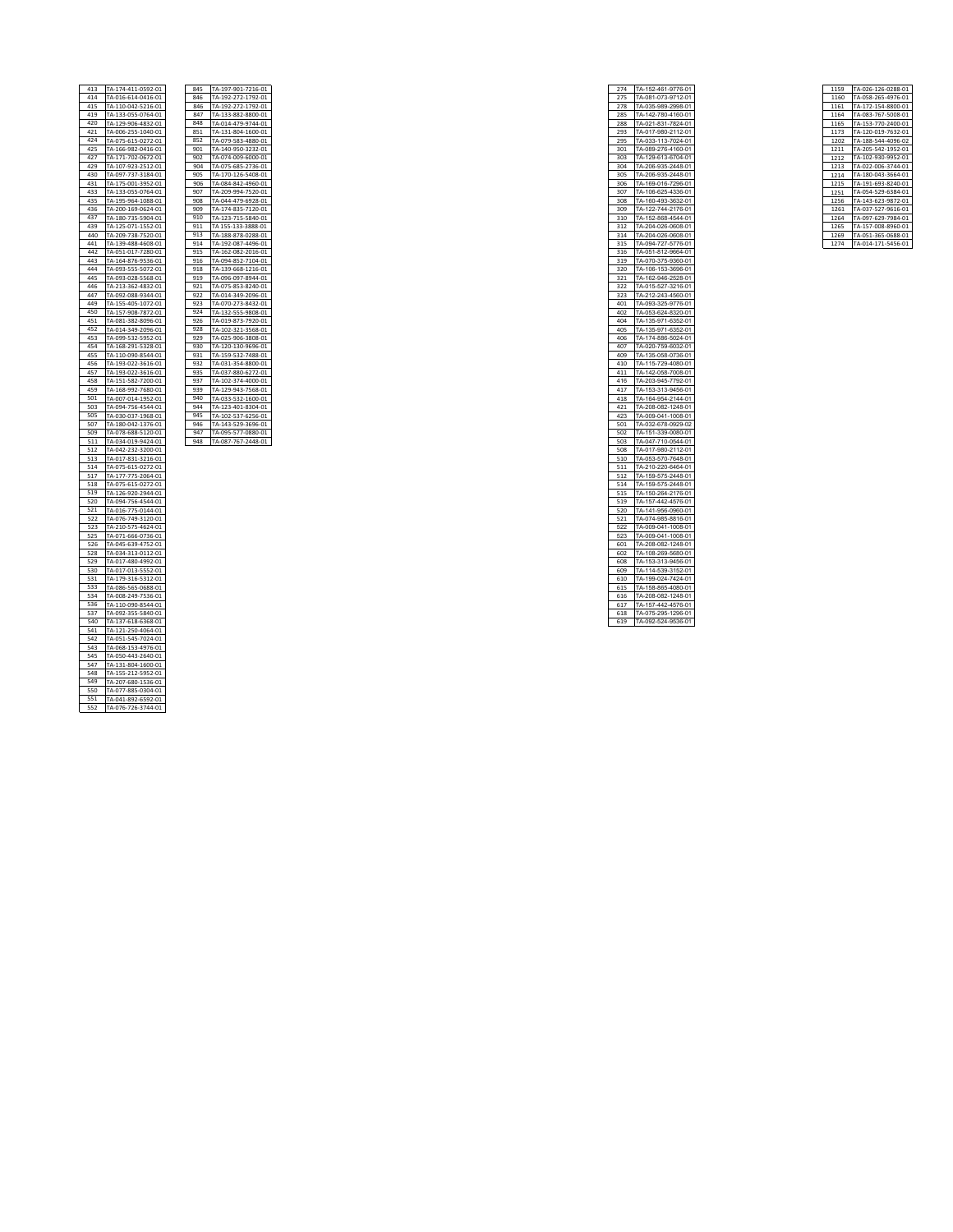| | |
|---|---|
| 413 | TA-174-411-0592-01 |
| 414 | TA-016-614-0416-01 |
| 415 | TA-110-042-5216-01 |
| 419 | TA-133-055-0764-01 |
| 420 | TA-129-906-4832-01 |
| 421 | TA-006-255-1040-01 |
| 424 | TA-075-615-0272-01 |
| 425 | TA-166-982-0416-01 |
| 427 | TA-171-702-0672-01 |
| 429 | TA-107-923-2512-01 |
| 430 | TA-097-737-3184-01 |
| 431 | TA-175-001-3952-01 |
| 433 | TA-133-055-0764-01 |
| 435 | TA-195-964-1088-01 |
| 436 | TA-200-169-0624-01 |
| 437 | TA-180-735-5904-01 |
| 439 | TA-125-071-1552-01 |
| 440 | TA-209-738-7520-01 |
| 441 | TA-139-488-4608-01 |
| 442 | TA-051-017-7280-01 |
| 443 | TA-164-876-9536-01 |
| 444 | TA-093-555-5072-01 |
| 445 | TA-093-028-5568-01 |
| 446 | TA-213-362-4832-01 |
| 447 | TA-092-088-9344-01 |
| 449 | TA-155-405-1072-01 |
| 450 | TA-157-908-7872-01 |
| 451 | TA-081-382-8096-01 |
| 452 | TA-014-349-2096-01 |
| 453 | TA-099-532-5952-01 |
| 454 | TA-168-291-5328-01 |
| 455 | TA-110-090-8544-01 |
| 456 | TA-193-022-3616-01 |
| 457 | TA-193-022-3616-01 |
| 458 | TA-151-582-7200-01 |
| 459 | TA-168-992-7680-01 |
| 501 | TA-007-014-1952-01 |
| 503 | TA-094-756-4544-01 |
| 505 | TA-030-037-1968-01 |
| 507 | TA-180-042-1376-01 |
| 509 | TA-078-688-5120-01 |
| 511 | TA-034-019-9424-01 |
| 512 | TA-042-232-3200-01 |
| 513 | TA-017-831-3216-01 |
| 514 | TA-075-615-0272-01 |
| 517 | TA-177-775-2064-01 |
| 518 | TA-075-615-0272-01 |
| 519 | TA-126-920-2944-01 |
| 520 | TA-094-756-4544-01 |
| 521 | TA-016-775-0144-01 |
| 522 | TA-076-749-3120-01 |
| 523 | TA-210-575-4624-01 |
| 525 | TA-071-666-0736-01 |
| 526 | TA-045-639-4752-01 |
| 528 | TA-034-313-0112-01 |
| 529 | TA-017-480-4992-01 |
| 530 | TA-017-013-5552-01 |
| 531 | TA-179-316-5312-01 |
| 533 | TA-086-565-0688-01 |
| 534 | TA-008-249-7536-01 |
| 536 | TA-110-090-8544-01 |
| 537 | TA-092-355-5840-01 |
| 540 | TA-137-618-6368-01 |
| 541 | TA-121-250-4064-01 |
| 542 | TA-051-545-7024-01 |
| 543 | TA-068-153-4976-01 |
| 545 | TA-050-443-2640-01 |
| 547 | TA-131-804-1600-01 |
| 548 | TA-155-212-5952-01 |
| 549 | TA-207-680-1536-01 |
| 550 | TA-077-885-0304-01 |
| 551 | TA-041-892-6592-01 |
| 552 | TA-076-726-3744-01 |

| | |
|---|---|
| 845 | TA-197-901-7216-01 |
| 846 | TA-192-272-1792-01 |
| 846 | TA-192-272-1792-01 |
| 847 | TA-133-882-8800-01 |
| 848 | TA-014-479-9744-01 |
| 851 | TA-131-804-1600-01 |
| 852 | TA-079-583-4880-01 |
| 901 | TA-140-950-3232-01 |
| 902 | TA-074-009-6000-01 |
| 904 | TA-075-685-2736-01 |
| 905 | TA-170-126-5408-01 |
| 906 | TA-084-842-4960-01 |
| 907 | TA-209-994-7520-01 |
| 908 | TA-044-479-6928-01 |
| 909 | TA-174-835-7120-01 |
| 910 | TA-123-715-5840-01 |
| 911 | TA-155-133-3888-01 |
| 913 | TA-188-878-0288-01 |
| 914 | TA-192-087-4496-01 |
| 915 | TA-162-082-2016-01 |
| 916 | TA-094-852-7104-01 |
| 918 | TA-139-668-1216-01 |
| 919 | TA-096-097-8944-01 |
| 921 | TA-075-853-8240-01 |
| 922 | TA-014-349-2096-01 |
| 923 | TA-070-273-8432-01 |
| 924 | TA-132-555-9808-01 |
| 926 | TA-019-873-7920-01 |
| 928 | TA-102-321-3568-01 |
| 929 | TA-025-906-3808-01 |
| 930 | TA-120-130-9696-01 |
| 931 | TA-159-532-7488-01 |
| 932 | TA-031-354-8800-01 |
| 935 | TA-037-880-6272-01 |
| 937 | TA-102-374-4000-01 |
| 939 | TA-129-943-7568-01 |
| 940 | TA-033-532-1600-01 |
| 944 | TA-123-401-8304-01 |
| 945 | TA-102-537-6256-01 |
| 946 | TA-143-529-3696-01 |
| 947 | TA-095-577-0880-01 |
| 948 | TA-087-767-2448-01 |

| | |
|---|---|
| 274 | TA-152-461-9776-01 |
| 275 | TA-081-073-9712-01 |
| 278 | TA-035-989-2998-01 |
| 285 | TA-142-780-4160-01 |
| 288 | TA-021-831-7824-01 |
| 293 | TA-017-980-2112-01 |
| 295 | TA-033-113-7024-01 |
| 301 | TA-089-276-4160-01 |
| 303 | TA-129-613-6704-01 |
| 304 | TA-206-935-2448-01 |
| 305 | TA-206-935-2448-01 |
| 306 | TA-169-016-7296-01 |
| 307 | TA-106-625-4336-01 |
| 308 | TA-160-493-3632-01 |
| 309 | TA-122-744-2176-01 |
| 310 | TA-152-868-4544-01 |
| 312 | TA-204-026-0608-01 |
| 314 | TA-204-026-0608-01 |
| 315 | TA-094-727-5776-01 |
| 316 | TA-051-812-9664-01 |
| 319 | TA-070-375-9360-01 |
| 320 | TA-106-153-3696-01 |
| 321 | TA-162-946-2528-01 |
| 322 | TA-015-527-3216-01 |
| 323 | TA-212-243-4560-01 |
| 401 | TA-093-325-9776-01 |
| 402 | TA-053-624-8320-01 |
| 404 | TA-135-971-6352-01 |
| 405 | TA-135-971-6352-01 |
| 406 | TA-174-886-5024-01 |
| 407 | TA-020-759-6032-01 |
| 409 | TA-135-058-0736-01 |
| 410 | TA-115-729-4080-01 |
| 411 | TA-142-058-7008-01 |
| 416 | TA-203-945-7792-01 |
| 417 | TA-153-313-9456-01 |
| 418 | TA-164-954-2144-01 |
| 421 | TA-208-082-1248-01 |
| 423 | TA-009-041-1008-01 |
| 501 | TA-032-678-0929-02 |
| 502 | TA-151-339-0080-01 |
| 503 | TA-047-710-0544-01 |
| 508 | TA-017-980-2112-01 |
| 510 | TA-053-570-7648-01 |
| 511 | TA-210-220-6464-01 |
| 512 | TA-159-575-2448-01 |
| 514 | TA-159-575-2448-01 |
| 515 | TA-150-264-2176-01 |
| 519 | TA-157-442-4576-01 |
| 520 | TA-141-956-0960-01 |
| 521 | TA-074-985-8816-01 |
| 522 | TA-009-041-1008-01 |
| 523 | TA-009-041-1008-01 |
| 601 | TA-208-082-1248-01 |
| 602 | TA-108-269-5680-01 |
| 608 | TA-153-313-9456-01 |
| 609 | TA-114-539-3152-01 |
| 610 | TA-199-024-7424-01 |
| 615 | TA-158-865-4080-01 |
| 616 | TA-208-082-1248-01 |
| 617 | TA-157-442-4576-01 |
| 618 | TA-075-295-1296-01 |
| 619 | TA-092-524-9536-01 |

| | |
|---|---|
| 1159 | TA-026-126-0288-01 |
| 1160 | TA-058-265-4976-01 |
| 1161 | TA-172-154-8800-01 |
| 1164 | TA-083-767-5008-01 |
| 1165 | TA-153-770-2400-01 |
| 1173 | TA-120-019-7632-01 |
| 1202 | TA-188-544-4096-02 |
| 1211 | TA-205-542-1952-01 |
| 1212 | TA-102-930-9952-01 |
| 1213 | TA-022-006-3744-01 |
| 1214 | TA-180-043-3664-01 |
| 1215 | TA-191-693-8240-01 |
| 1251 | TA-054-529-6384-01 |
| 1256 | TA-143-623-9872-01 |
| 1261 | TA-037-527-9616-01 |
| 1264 | TA-097-629-7984-01 |
| 1265 | TA-157-008-8960-01 |
| 1269 | TA-051-365-0688-01 |
| 1274 | TA-014-171-5456-01 |